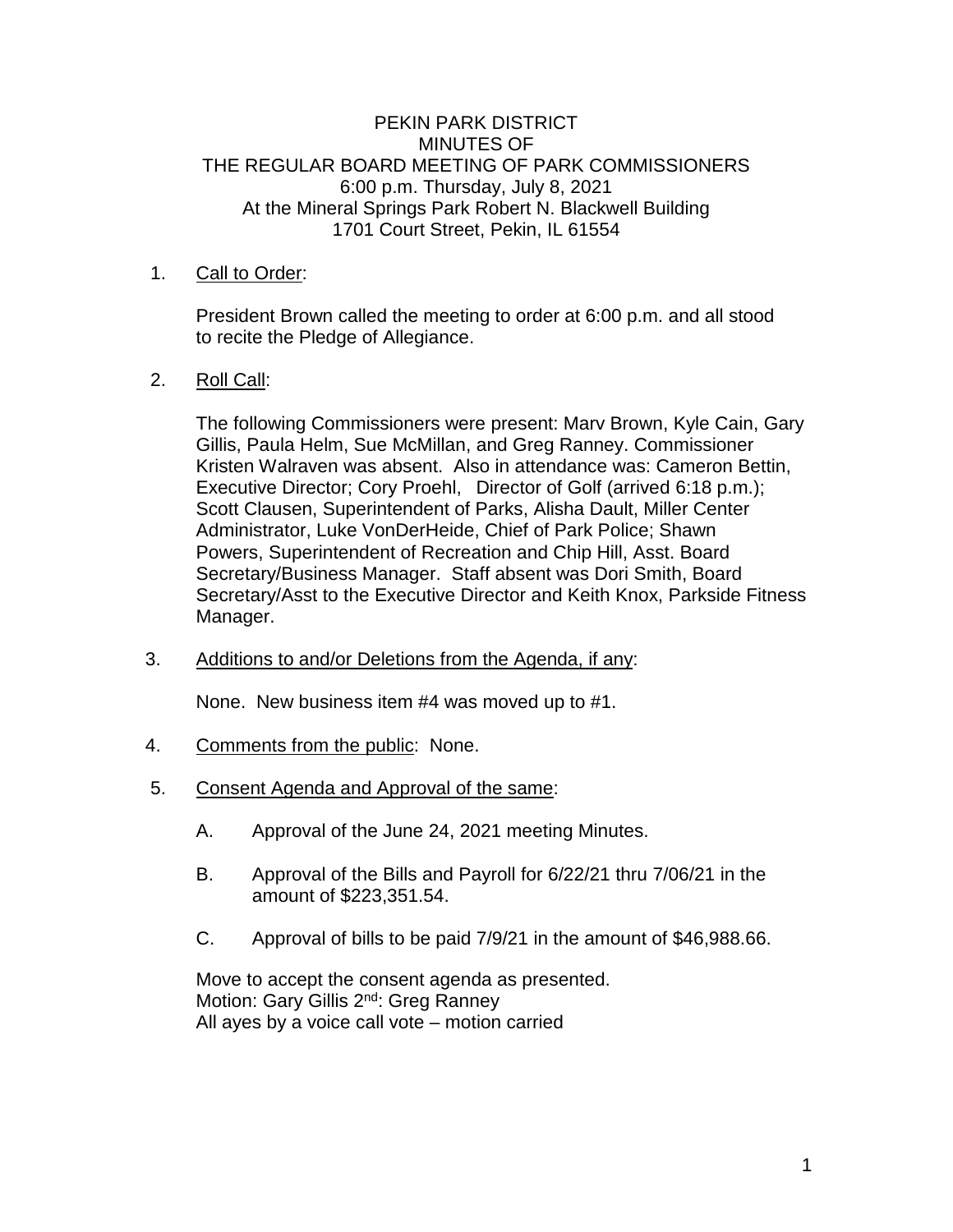PEKIN PARK DISTRICT
MINUTES OF
THE REGULAR BOARD MEETING OF PARK COMMISSIONERS
6:00 p.m. Thursday, July 8, 2021
At the Mineral Springs Park Robert N. Blackwell Building
1701 Court Street, Pekin, IL 61554

1. Call to Order:

   President Brown called the meeting to order at 6:00 p.m. and all stood to recite the Pledge of Allegiance.

2. Roll Call:

   The following Commissioners were present: Marv Brown, Kyle Cain, Gary Gillis, Paula Helm, Sue McMillan, and Greg Ranney. Commissioner Kristen Walraven was absent. Also in attendance was: Cameron Bettin, Executive Director; Cory Proehl, Director of Golf (arrived 6:18 p.m.); Scott Clausen, Superintendent of Parks, Alisha Dault, Miller Center Administrator, Luke VonDerHeide, Chief of Park Police; Shawn Powers, Superintendent of Recreation and Chip Hill, Asst. Board Secretary/Business Manager. Staff absent was Dori Smith, Board Secretary/Asst to the Executive Director and Keith Knox, Parkside Fitness Manager.

3. Additions to and/or Deletions from the Agenda, if any:

   None. New business item #4 was moved up to #1.

4. Comments from the public: None.

5. Consent Agenda and Approval of the same:

   A. Approval of the June 24, 2021 meeting Minutes.

   B. Approval of the Bills and Payroll for 6/22/21 thru 7/06/21 in the amount of $223,351.54.

   C. Approval of bills to be paid 7/9/21 in the amount of $46,988.66.

   Move to accept the consent agenda as presented.
   Motion: Gary Gillis 2nd: Greg Ranney
   All ayes by a voice call vote – motion carried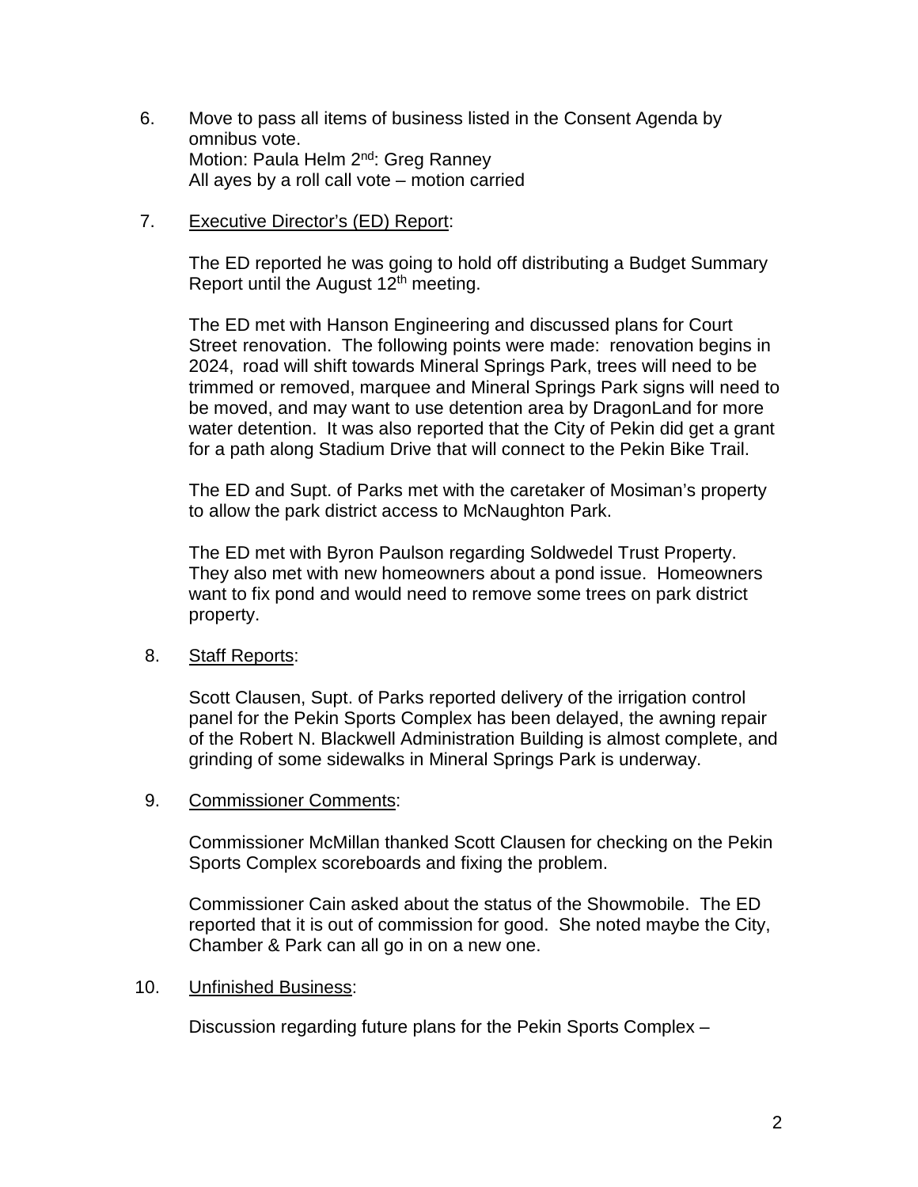6. Move to pass all items of business listed in the Consent Agenda by omnibus vote.
   Motion: Paula Helm 2nd: Greg Ranney
   All ayes by a roll call vote – motion carried

7. Executive Director's (ED) Report:

   The ED reported he was going to hold off distributing a Budget Summary Report until the August 12th meeting.

   The ED met with Hanson Engineering and discussed plans for Court Street renovation. The following points were made: renovation begins in 2024, road will shift towards Mineral Springs Park, trees will need to be trimmed or removed, marquee and Mineral Springs Park signs will need to be moved, and may want to use detention area by DragonLand for more water detention. It was also reported that the City of Pekin did get a grant for a path along Stadium Drive that will connect to the Pekin Bike Trail.

   The ED and Supt. of Parks met with the caretaker of Mosiman's property to allow the park district access to McNaughton Park.

   The ED met with Byron Paulson regarding Soldwedel Trust Property. They also met with new homeowners about a pond issue. Homeowners want to fix pond and would need to remove some trees on park district property.

8. Staff Reports:

   Scott Clausen, Supt. of Parks reported delivery of the irrigation control panel for the Pekin Sports Complex has been delayed, the awning repair of the Robert N. Blackwell Administration Building is almost complete, and grinding of some sidewalks in Mineral Springs Park is underway.

9. Commissioner Comments:

   Commissioner McMillan thanked Scott Clausen for checking on the Pekin Sports Complex scoreboards and fixing the problem.

   Commissioner Cain asked about the status of the Showmobile. The ED reported that it is out of commission for good. She noted maybe the City, Chamber & Park can all go in on a new one.

10. Unfinished Business:

    Discussion regarding future plans for the Pekin Sports Complex –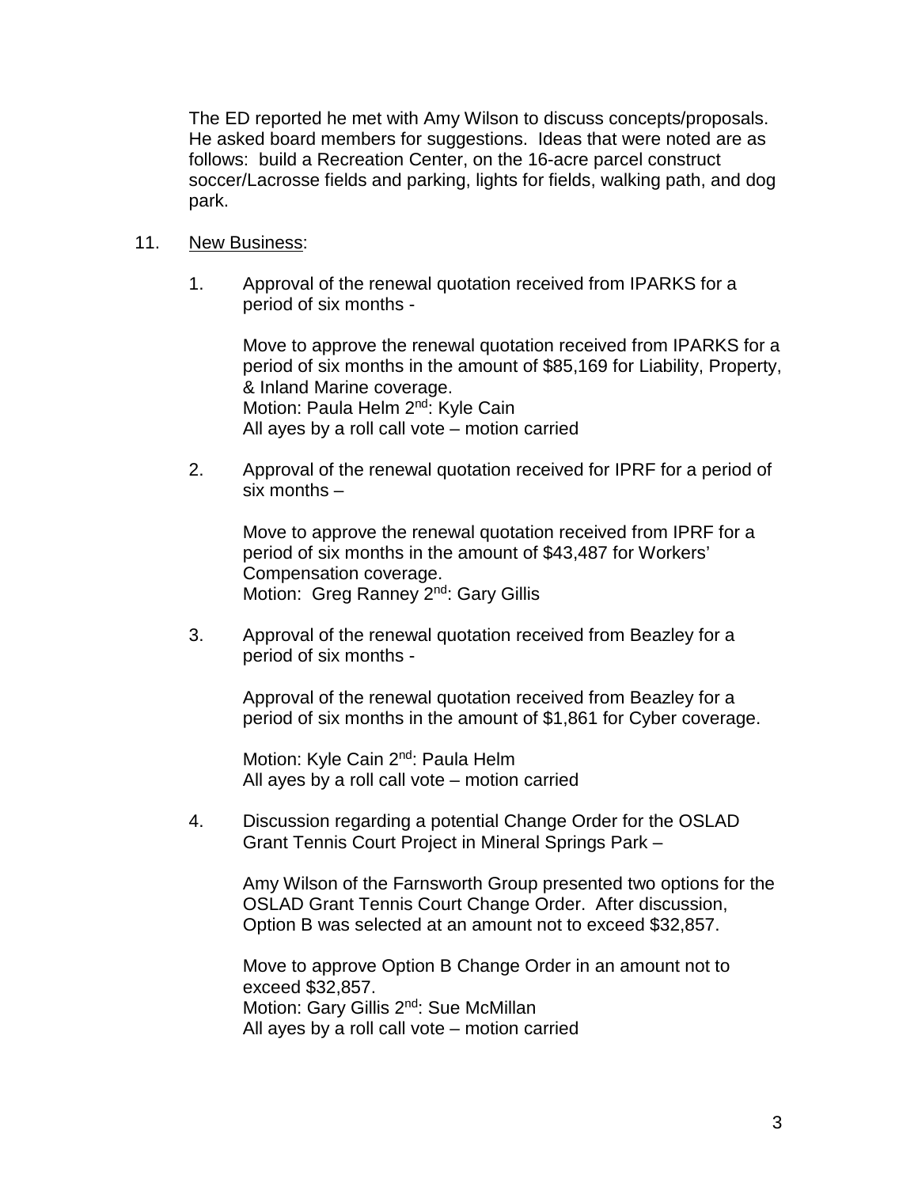The ED reported he met with Amy Wilson to discuss concepts/proposals. He asked board members for suggestions. Ideas that were noted are as follows: build a Recreation Center, on the 16-acre parcel construct soccer/Lacrosse fields and parking, lights for fields, walking path, and dog park.

11. <u>New Business</u>:

    1. Approval of the renewal quotation received from IPARKS for a period of six months -

       Move to approve the renewal quotation received from IPARKS for a period of six months in the amount of $85,169 for Liability, Property, & Inland Marine coverage.
       Motion: Paula Helm 2nd: Kyle Cain
       All ayes by a roll call vote – motion carried

    2. Approval of the renewal quotation received for IPRF for a period of six months –

       Move to approve the renewal quotation received from IPRF for a period of six months in the amount of $43,487 for Workers' Compensation coverage.
       Motion: Greg Ranney 2nd: Gary Gillis

    3. Approval of the renewal quotation received from Beazley for a period of six months -

       Approval of the renewal quotation received from Beazley for a period of six months in the amount of $1,861 for Cyber coverage.

       Motion: Kyle Cain 2nd: Paula Helm
       All ayes by a roll call vote – motion carried

    4. Discussion regarding a potential Change Order for the OSLAD Grant Tennis Court Project in Mineral Springs Park –

       Amy Wilson of the Farnsworth Group presented two options for the OSLAD Grant Tennis Court Change Order. After discussion, Option B was selected at an amount not to exceed $32,857.

       Move to approve Option B Change Order in an amount not to exceed $32,857.
       Motion: Gary Gillis 2nd: Sue McMillan
       All ayes by a roll call vote – motion carried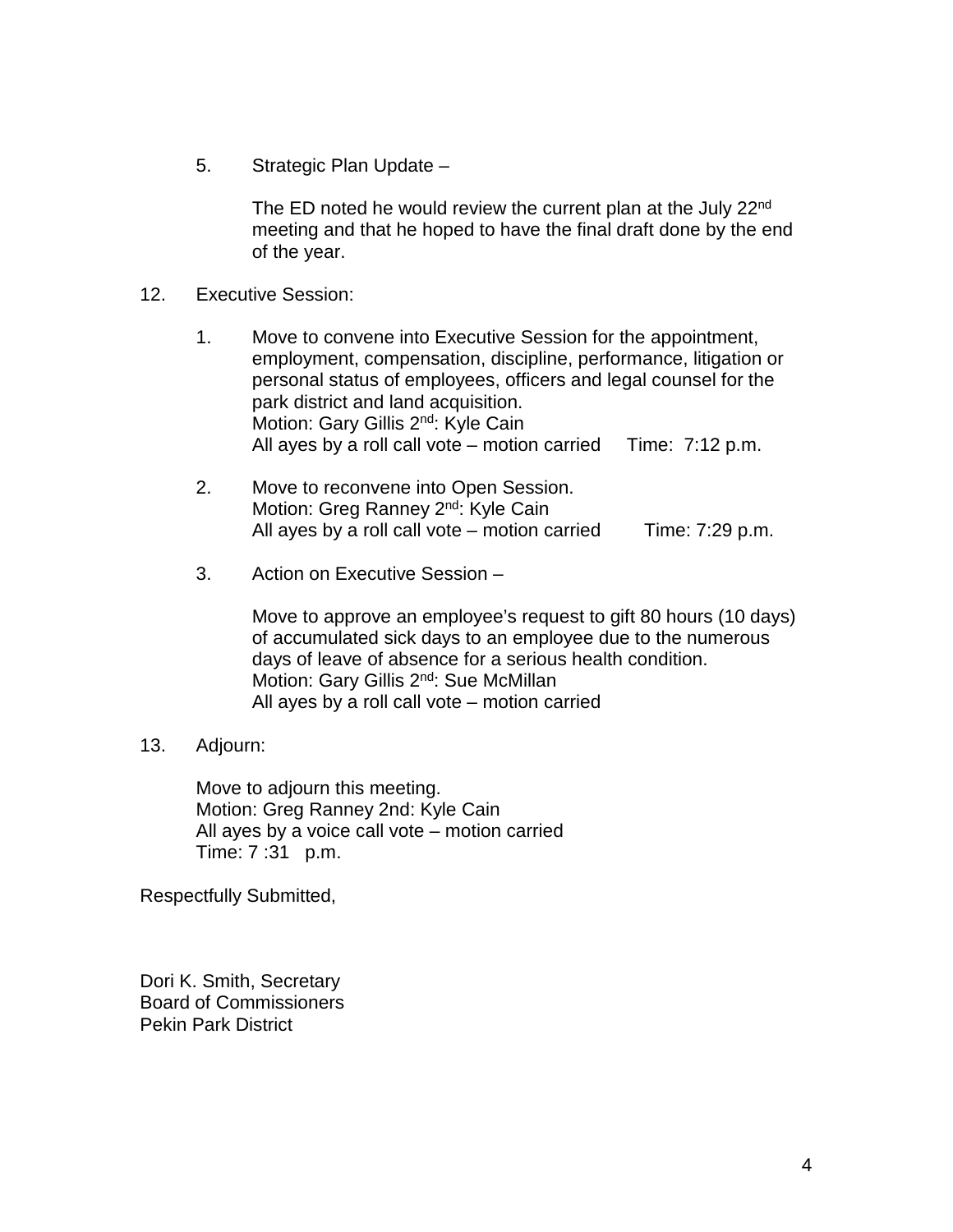5. Strategic Plan Update –

   The ED noted he would review the current plan at the July 22nd meeting and that he hoped to have the final draft done by the end of the year.

12. Executive Session:

    1. Move to convene into Executive Session for the appointment, employment, compensation, discipline, performance, litigation or personal status of employees, officers and legal counsel for the park district and land acquisition.
       Motion: Gary Gillis 2nd: Kyle Cain
       All ayes by a roll call vote – motion carried Time: 7:12 p.m.

    2. Move to reconvene into Open Session.
       Motion: Greg Ranney 2nd: Kyle Cain
       All ayes by a roll call vote – motion carried Time: 7:29 p.m.

    3. Action on Executive Session –

       Move to approve an employee's request to gift 80 hours (10 days) of accumulated sick days to an employee due to the numerous days of leave of absence for a serious health condition.
       Motion: Gary Gillis 2nd: Sue McMillan
       All ayes by a roll call vote – motion carried

13. Adjourn:

    Move to adjourn this meeting.
    Motion: Greg Ranney 2nd: Kyle Cain
    All ayes by a voice call vote – motion carried
    Time: 7 :31 p.m.

Respectfully Submitted,

Dori K. Smith, Secretary
Board of Commissioners
Pekin Park District